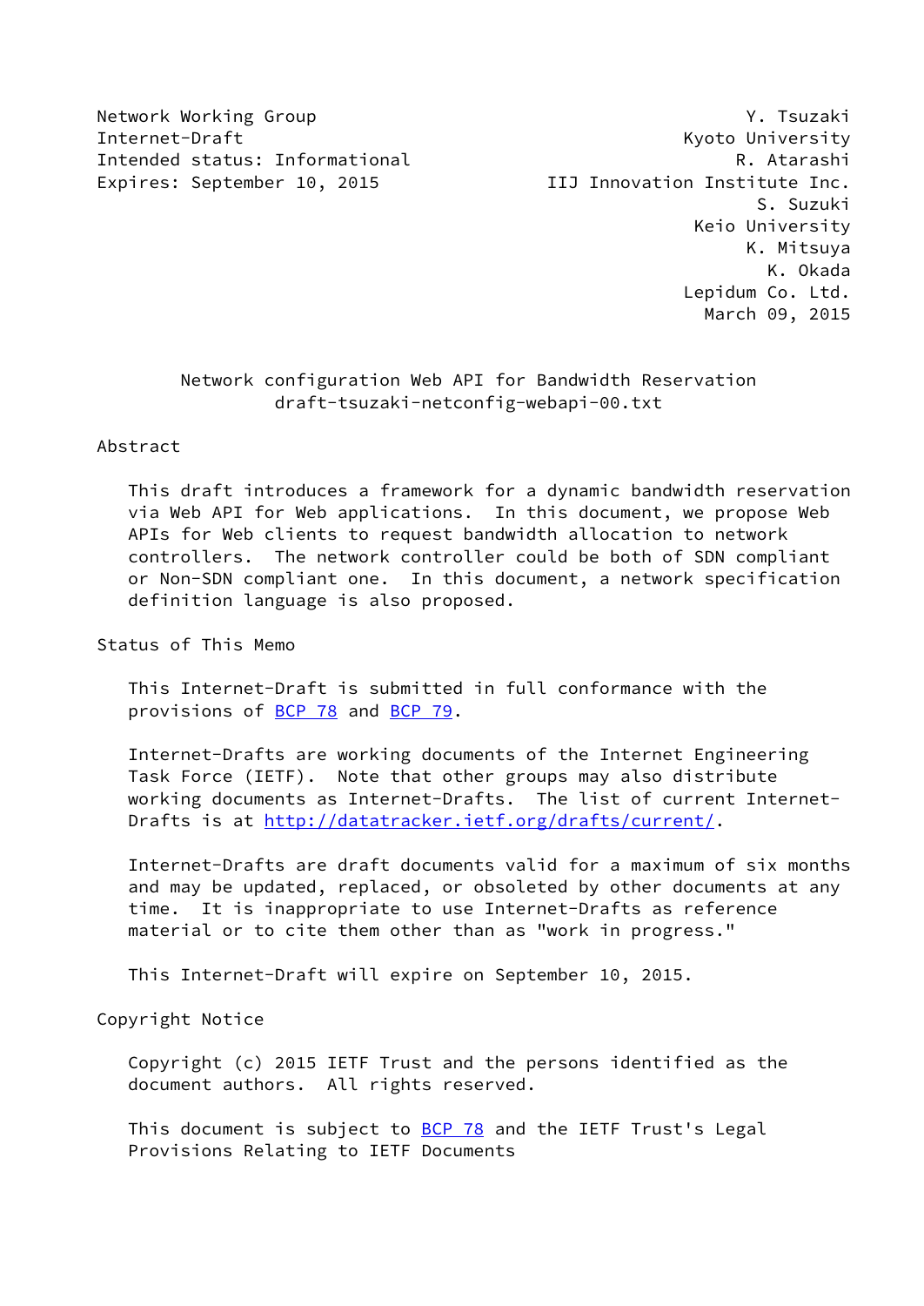Network Working Group Y. Tsuzaki
Internet-Draft Kyoto University
Intended status: Informational R. Atarashi
Expires: September 10, 2015 IIJ Innovation Institute Inc.
S. Suzuki
Keio University
K. Mitsuya
K. Okada
Lepidum Co. Ltd.
March 09, 2015

# Network configuration Web API for Bandwidth Reservation
draft-tsuzaki-netconfig-webapi-00.txt

## Abstract

This draft introduces a framework for a dynamic bandwidth reservation via Web API for Web applications. In this document, we propose Web APIs for Web clients to request bandwidth allocation to network controllers. The network controller could be both of SDN compliant or Non-SDN compliant one. In this document, a network specification definition language is also proposed.

## Status of This Memo

This Internet-Draft is submitted in full conformance with the provisions of BCP 78 and BCP 79.

Internet-Drafts are working documents of the Internet Engineering Task Force (IETF). Note that other groups may also distribute working documents as Internet-Drafts. The list of current Internet-Drafts is at http://datatracker.ietf.org/drafts/current/.

Internet-Drafts are draft documents valid for a maximum of six months and may be updated, replaced, or obsoleted by other documents at any time. It is inappropriate to use Internet-Drafts as reference material or to cite them other than as "work in progress."

This Internet-Draft will expire on September 10, 2015.

## Copyright Notice

Copyright (c) 2015 IETF Trust and the persons identified as the document authors. All rights reserved.

This document is subject to BCP 78 and the IETF Trust's Legal Provisions Relating to IETF Documents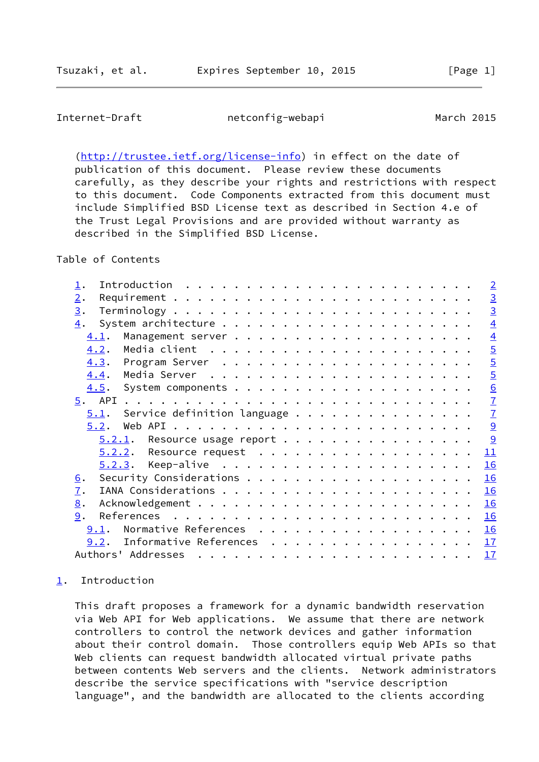(http://trustee.ietf.org/license-info) in effect on the date of publication of this document. Please review these documents carefully, as they describe your rights and restrictions with respect to this document. Code Components extracted from this document must include Simplified BSD License text as described in Section 4.e of the Trust Legal Provisions and are provided without warranty as described in the Simplified BSD License.

Table of Contents

- 1. Introduction . . . . . . . . . . . . . . . . . . . . . . . . 2
- 2. Requirement . . . . . . . . . . . . . . . . . . . . . . . . . 3
- 3. Terminology . . . . . . . . . . . . . . . . . . . . . . . . . 3
- 4. System architecture . . . . . . . . . . . . . . . . . . . . . 4
  - 4.1. Management server . . . . . . . . . . . . . . . . . . . . 4
  - 4.2. Media client . . . . . . . . . . . . . . . . . . . . . . 5
  - 4.3. Program Server . . . . . . . . . . . . . . . . . . . . . 5
  - 4.4. Media Server . . . . . . . . . . . . . . . . . . . . . . 5
  - 4.5. System components . . . . . . . . . . . . . . . . . . . . 6
- 5. API . . . . . . . . . . . . . . . . . . . . . . . . . . . . . 7
  - 5.1. Service definition language . . . . . . . . . . . . . . . 7
  - 5.2. Web API . . . . . . . . . . . . . . . . . . . . . . . . . 9
    - 5.2.1. Resource usage report . . . . . . . . . . . . . . . . 9
    - 5.2.2. Resource request . . . . . . . . . . . . . . . . . . 11
    - 5.2.3. Keep-alive . . . . . . . . . . . . . . . . . . . . . 16
- 6. Security Considerations . . . . . . . . . . . . . . . . . . . 16
- 7. IANA Considerations . . . . . . . . . . . . . . . . . . . . . 16
- 8. Acknowledgement . . . . . . . . . . . . . . . . . . . . . . . 16
- 9. References . . . . . . . . . . . . . . . . . . . . . . . . . 16
  - 9.1. Normative References . . . . . . . . . . . . . . . . . . 16
  - 9.2. Informative References . . . . . . . . . . . . . . . . . 17
- Authors' Addresses . . . . . . . . . . . . . . . . . . . . . . . 17

## 1. Introduction

This draft proposes a framework for a dynamic bandwidth reservation via Web API for Web applications. We assume that there are network controllers to control the network devices and gather information about their control domain. Those controllers equip Web APIs so that Web clients can request bandwidth allocated virtual private paths between contents Web servers and the clients. Network administrators describe the service specifications with "service description language", and the bandwidth are allocated to the clients according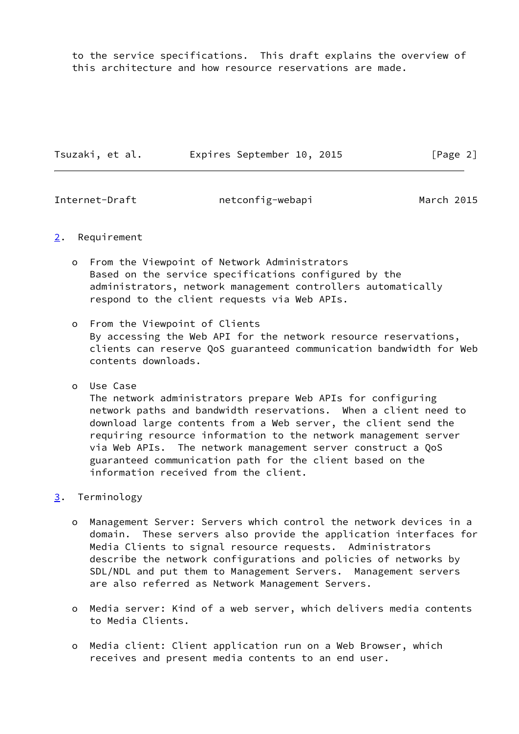to the service specifications. This draft explains the overview of this architecture and how resource reservations are made.

## 2. Requirement

- From the Viewpoint of Network Administrators
  Based on the service specifications configured by the administrators, network management controllers automatically respond to the client requests via Web APIs.

- From the Viewpoint of Clients
  By accessing the Web API for the network resource reservations, clients can reserve QoS guaranteed communication bandwidth for Web contents downloads.

- Use Case
  The network administrators prepare Web APIs for configuring network paths and bandwidth reservations. When a client need to download large contents from a Web server, the client send the requiring resource information to the network management server via Web APIs. The network management server construct a QoS guaranteed communication path for the client based on the information received from the client.

## 3. Terminology

- Management Server: Servers which control the network devices in a domain. These servers also provide the application interfaces for Media Clients to signal resource requests. Administrators describe the network configurations and policies of networks by SDL/NDL and put them to Management Servers. Management servers are also referred as Network Management Servers.

- Media server: Kind of a web server, which delivers media contents to Media Clients.

- Media client: Client application run on a Web Browser, which receives and present media contents to an end user.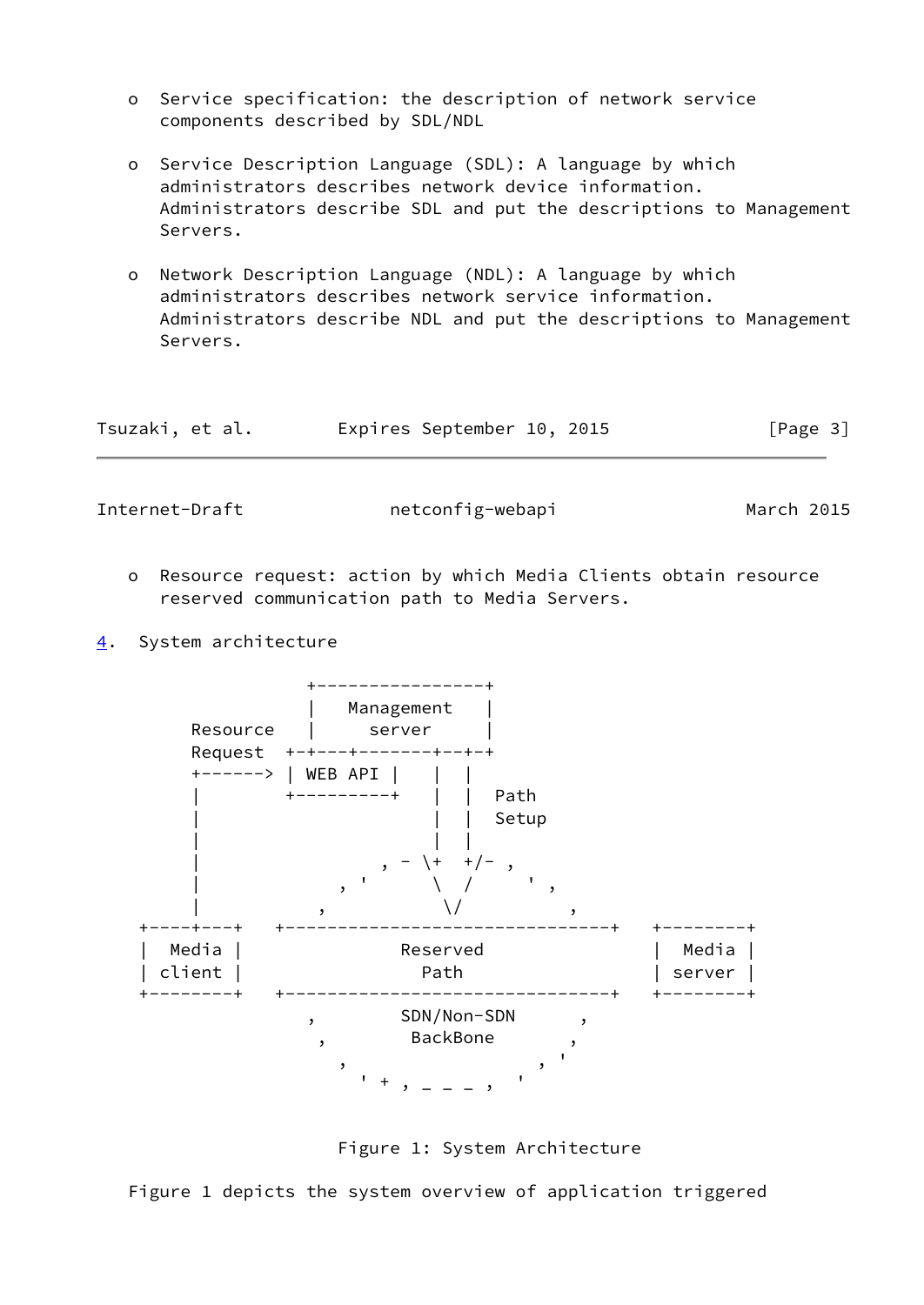- Service specification: the description of network service components described by SDL/NDL

- Service Description Language (SDL): A language by which administrators describes network device information. Administrators describe SDL and put the descriptions to Management Servers.

- Network Description Language (NDL): A language by which administrators describes network service information. Administrators describe NDL and put the descriptions to Management Servers.

- Resource request: action by which Media Clients obtain resource reserved communication path to Media Servers.

## 4. System architecture

```
                   +----------------+
                   |   Management   |
        Resource   |     server     |
        Request   +-+---+-------+--+-+
        +------> | WEB API |    |  |
        |        +---------+    |  |  Path
        |                       |  |  Setup
        |                       |  |
        |               , - \+  +/- ,
        |            , '     \  /     ' ,
        |          ,          \/          ,
    +----+---+   +-------------------------------+   +--------+
    |  Media |              Reserved                 |  Media |
    | client |                Path                   | server |
    +--------+   +-------------------------------+   +--------+
                 ,          SDN/Non-SDN         ,
                  ,          BackBone          ,
                    ,                       , '
                      ' + , _ _ _ ,      '
```

Figure 1: System Architecture

Figure 1 depicts the system overview of application triggered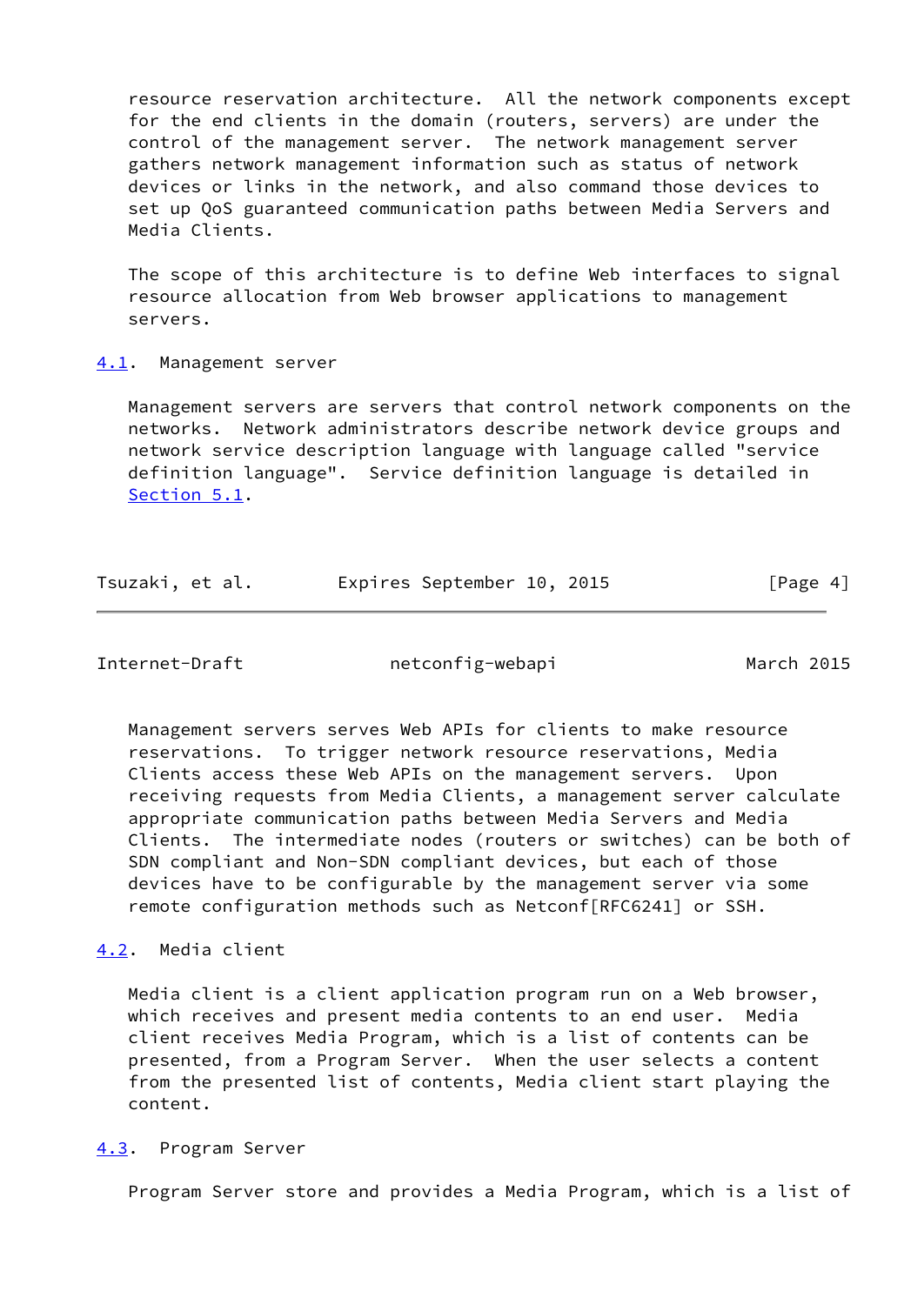resource reservation architecture. All the network components except for the end clients in the domain (routers, servers) are under the control of the management server. The network management server gathers network management information such as status of network devices or links in the network, and also command those devices to set up QoS guaranteed communication paths between Media Servers and Media Clients.

The scope of this architecture is to define Web interfaces to signal resource allocation from Web browser applications to management servers.

### 4.1. Management server

Management servers are servers that control network components on the networks. Network administrators describe network device groups and network service description language with language called "service definition language". Service definition language is detailed in Section 5.1.

Management servers serves Web APIs for clients to make resource reservations. To trigger network resource reservations, Media Clients access these Web APIs on the management servers. Upon receiving requests from Media Clients, a management server calculate appropriate communication paths between Media Servers and Media Clients. The intermediate nodes (routers or switches) can be both of SDN compliant and Non-SDN compliant devices, but each of those devices have to be configurable by the management server via some remote configuration methods such as Netconf[RFC6241] or SSH.

### 4.2. Media client

Media client is a client application program run on a Web browser, which receives and present media contents to an end user. Media client receives Media Program, which is a list of contents can be presented, from a Program Server. When the user selects a content from the presented list of contents, Media client start playing the content.

### 4.3. Program Server

Program Server store and provides a Media Program, which is a list of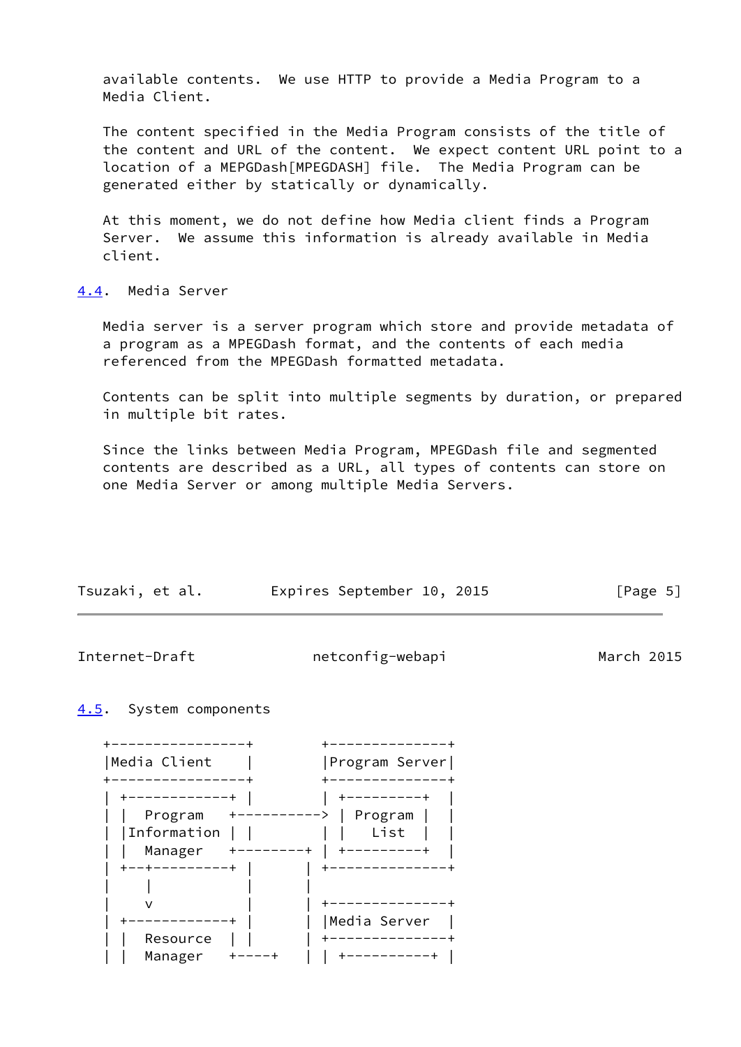available contents.  We use HTTP to provide a Media Program to a Media Client.

The content specified in the Media Program consists of the title of the content and URL of the content.  We expect content URL point to a location of a MEPGDash[MPEGDASH] file.  The Media Program can be generated either by statically or dynamically.

At this moment, we do not define how Media client finds a Program Server.  We assume this information is already available in Media client.

### 4.4.  Media Server

Media server is a server program which store and provide metadata of a program as a MPEGDash format, and the contents of each media referenced from the MPEGDash formatted metadata.

Contents can be split into multiple segments by duration, or prepared in multiple bit rates.

Since the links between Media Program, MPEGDash file and segmented contents are described as a URL, all types of contents can store on one Media Server or among multiple Media Servers.

### 4.5.  System components

```
+----------------+         +--------------+
|Media Client    |         |Program Server|
+----------------+         +--------------+
| +------------+ |         | +---------+  |
| |  Program   +----------> | Program |  |
| |Information | |         | |   List  |  |
| |  Manager   +---------+ | +---------+  |
| +--+---------+ |       | +--------------+
|    |           |       |
|    v           |       | +--------------+
| +------------+ |       | |Media Server  |
| |  Resource  | |       | +--------------+
| |  Manager   +----+    | | +----------+ |
```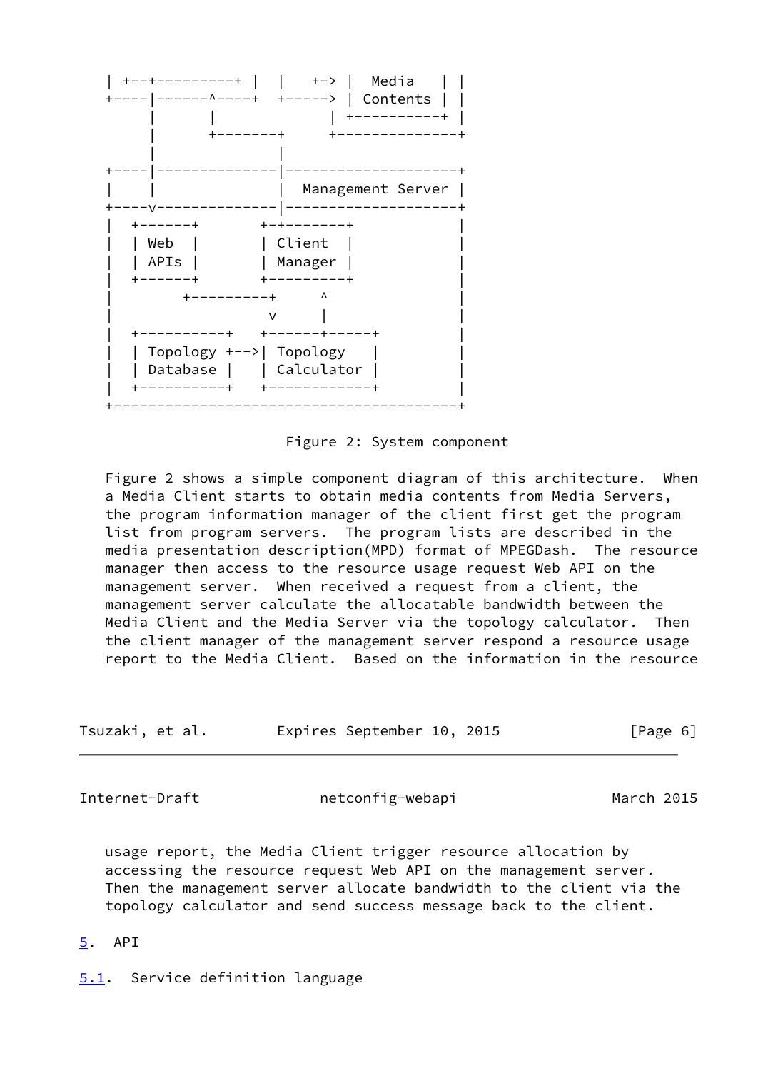```
| +--+---------+ |  |    +-> |  Media    | |
+----|------^----+  +-----> | Contents | |
     |      |              | +-----------+ |
     |      +--------     +---------------+
     |             |
+----|-------------|---------------------+
|    |             |  Management Server |
+----v-------------|---------------------+
|  +------+       +-+--------+           |
|  | Web  |       | Client   |           |
|  | APIs |       | Manager  |           |
|  +------+       +----------+           |
|        +----------+     ^              |
|                  v      |              |
|  +-----------+   +------+-----+        |
|  | Topology +-->| Topology   |         |
|  | Database |   | Calculator |         |
|  +-----------+   +------------+        |
+----------------------------------------+
```

Figure 2: System component

Figure 2 shows a simple component diagram of this architecture. When a Media Client starts to obtain media contents from Media Servers, the program information manager of the client first get the program list from program servers. The program lists are described in the media presentation description(MPD) format of MPEGDash. The resource manager then access to the resource usage request Web API on the management server. When received a request from a client, the management server calculate the allocatable bandwidth between the Media Client and the Media Server via the topology calculator. Then the client manager of the management server respond a resource usage report to the Media Client. Based on the information in the resource usage report, the Media Client trigger resource allocation by accessing the resource request Web API on the management server. Then the management server allocate bandwidth to the client via the topology calculator and send success message back to the client.

## 5. API

### 5.1. Service definition language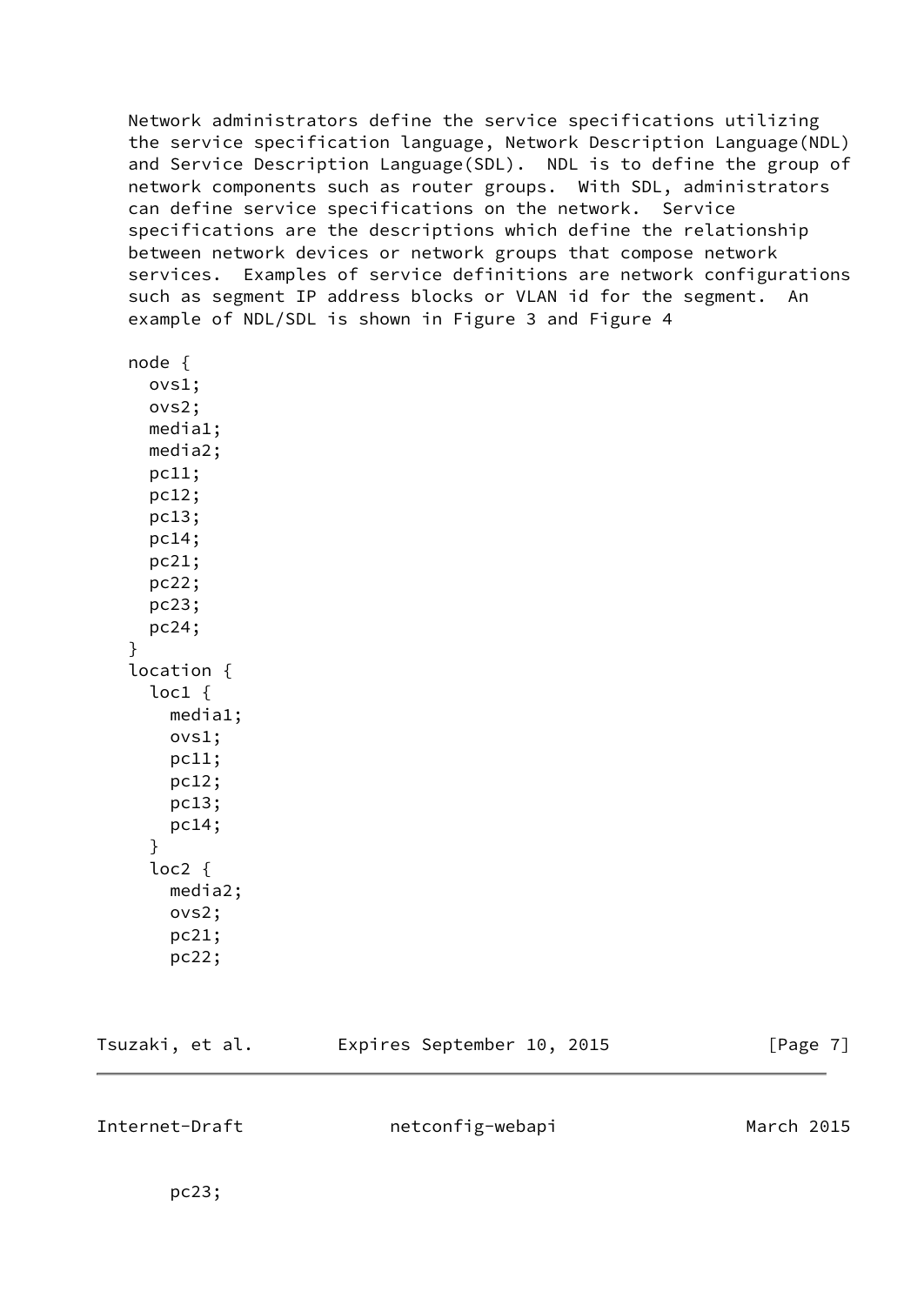Network administrators define the service specifications utilizing the service specification language, Network Description Language(NDL) and Service Description Language(SDL). NDL is to define the group of network components such as router groups. With SDL, administrators can define service specifications on the network. Service specifications are the descriptions which define the relationship between network devices or network groups that compose network services. Examples of service definitions are network configurations such as segment IP address blocks or VLAN id for the segment. An example of NDL/SDL is shown in Figure 3 and Figure 4

```
node {
  ovs1;
  ovs2;
  media1;
  media2;
  pc11;
  pc12;
  pc13;
  pc14;
  pc21;
  pc22;
  pc23;
  pc24;
}
location {
  loc1 {
    media1;
    ovs1;
    pc11;
    pc12;
    pc13;
    pc14;
  }
  loc2 {
    media2;
    ovs2;
    pc21;
    pc22;
    pc23;
```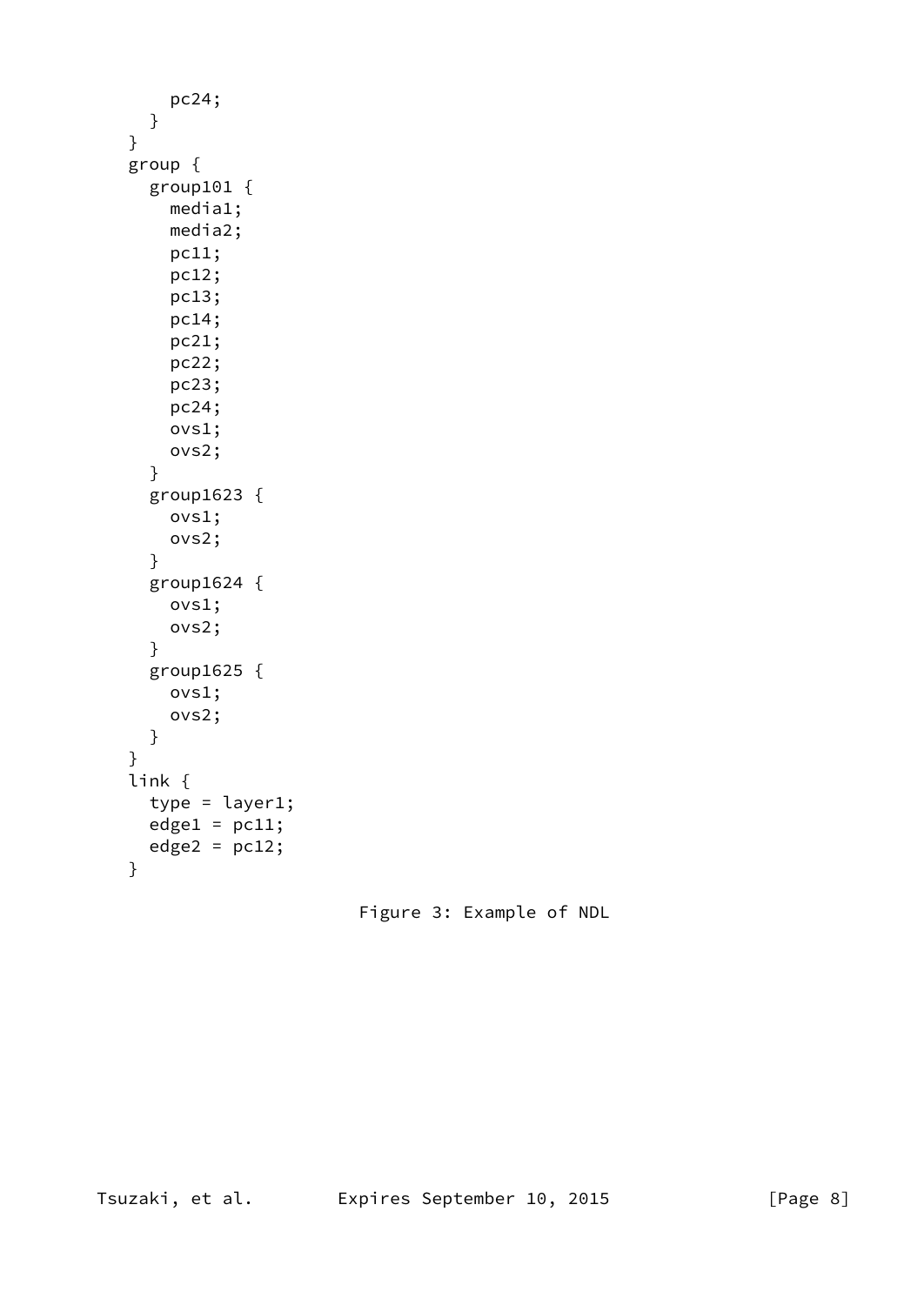```
        pc24;
      }
    }
    group {
      group101 {
        media1;
        media2;
        pc11;
        pc12;
        pc13;
        pc14;
        pc21;
        pc22;
        pc23;
        pc24;
        ovs1;
        ovs2;
      }
      group1623 {
        ovs1;
        ovs2;
      }
      group1624 {
        ovs1;
        ovs2;
      }
      group1625 {
        ovs1;
        ovs2;
      }
    }
    link {
      type = layer1;
      edge1 = pc11;
      edge2 = pc12;
    }
```

Figure 3: Example of NDL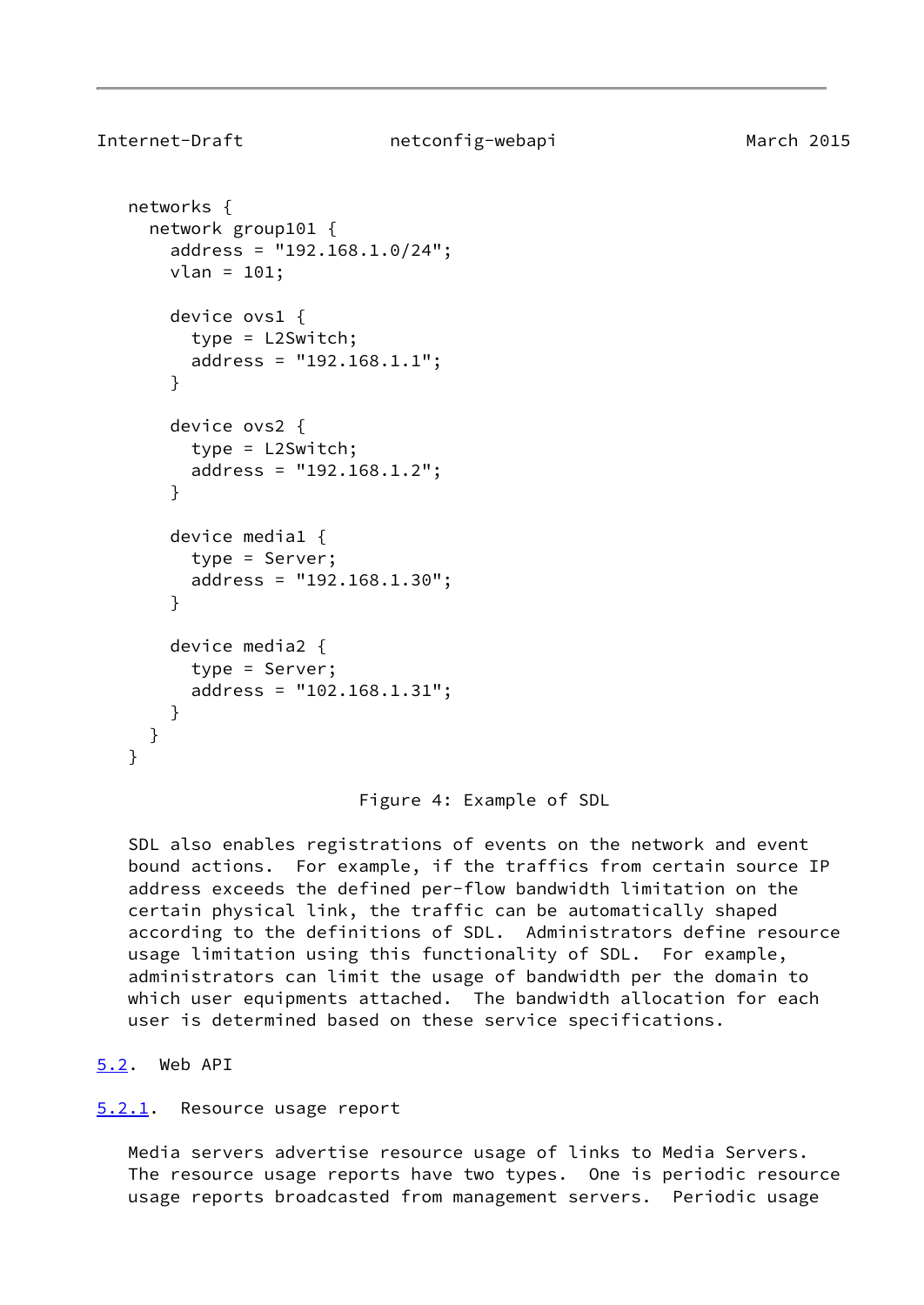```
networks {
  network group101 {
    address = "192.168.1.0/24";
    vlan = 101;

    device ovs1 {
      type = L2Switch;
      address = "192.168.1.1";
    }

    device ovs2 {
      type = L2Switch;
      address = "192.168.1.2";
    }

    device media1 {
      type = Server;
      address = "192.168.1.30";
    }

    device media2 {
      type = Server;
      address = "102.168.1.31";
    }
  }
}
```

Figure 4: Example of SDL

SDL also enables registrations of events on the network and event bound actions. For example, if the traffics from certain source IP address exceeds the defined per-flow bandwidth limitation on the certain physical link, the traffic can be automatically shaped according to the definitions of SDL. Administrators define resource usage limitation using this functionality of SDL. For example, administrators can limit the usage of bandwidth per the domain to which user equipments attached. The bandwidth allocation for each user is determined based on these service specifications.

## 5.2. Web API

### 5.2.1. Resource usage report

Media servers advertise resource usage of links to Media Servers. The resource usage reports have two types. One is periodic resource usage reports broadcasted from management servers. Periodic usage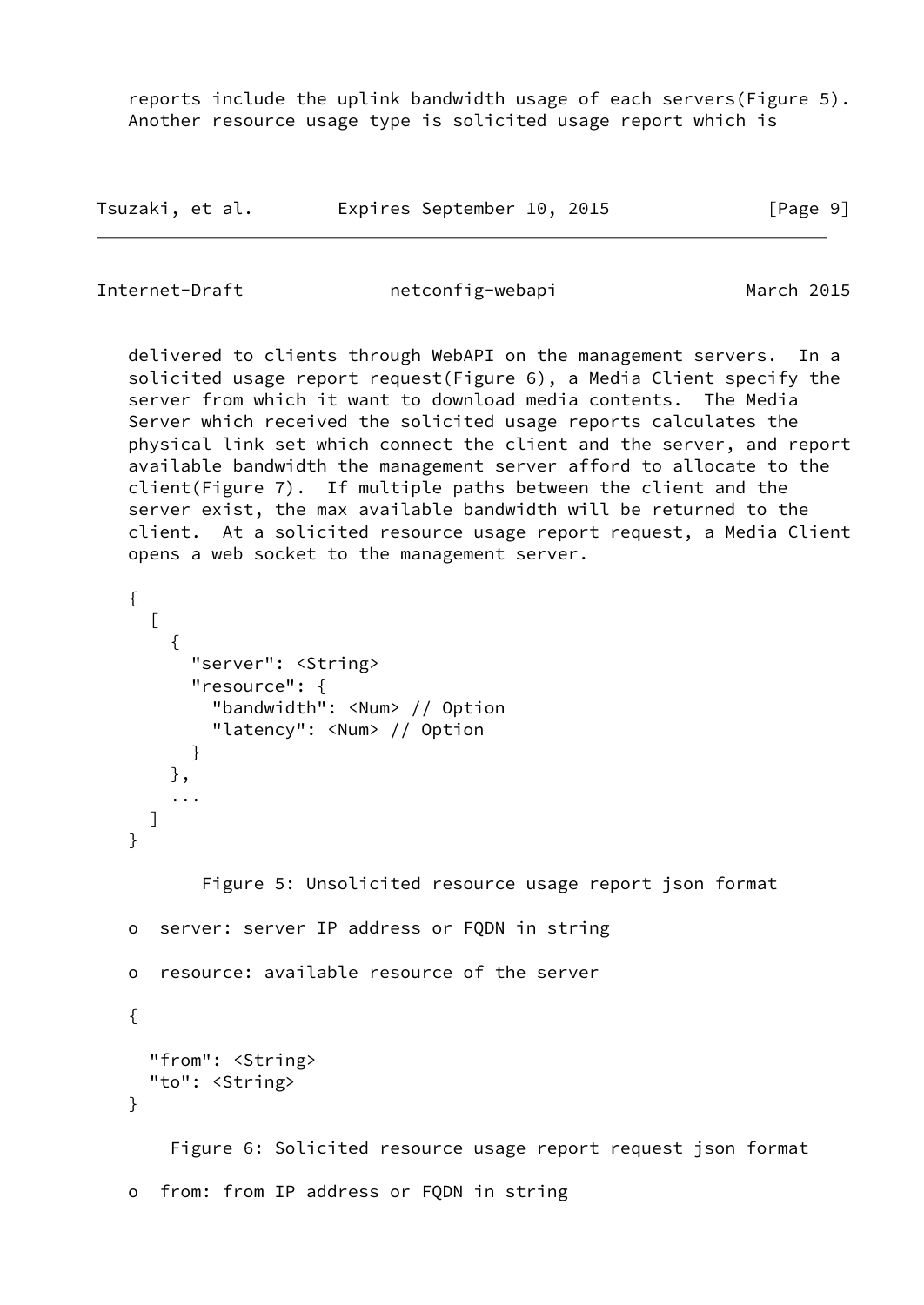reports include the uplink bandwidth usage of each servers(Figure 5). Another resource usage type is solicited usage report which is

delivered to clients through WebAPI on the management servers. In a solicited usage report request(Figure 6), a Media Client specify the server from which it want to download media contents. The Media Server which received the solicited usage reports calculates the physical link set which connect the client and the server, and report available bandwidth the management server afford to allocate to the client(Figure 7). If multiple paths between the client and the server exist, the max available bandwidth will be returned to the client. At a solicited resource usage report request, a Media Client opens a web socket to the management server.

```
{
  [
    {
      "server": <String>
      "resource": {
        "bandwidth": <Num> // Option
        "latency": <Num> // Option
      }
    },
    ...
  ]
}
```

Figure 5: Unsolicited resource usage report json format

- server: server IP address or FQDN in string
- resource: available resource of the server

```
{

  "from": <String>
  "to": <String>
}
```

Figure 6: Solicited resource usage report request json format

- from: from IP address or FQDN in string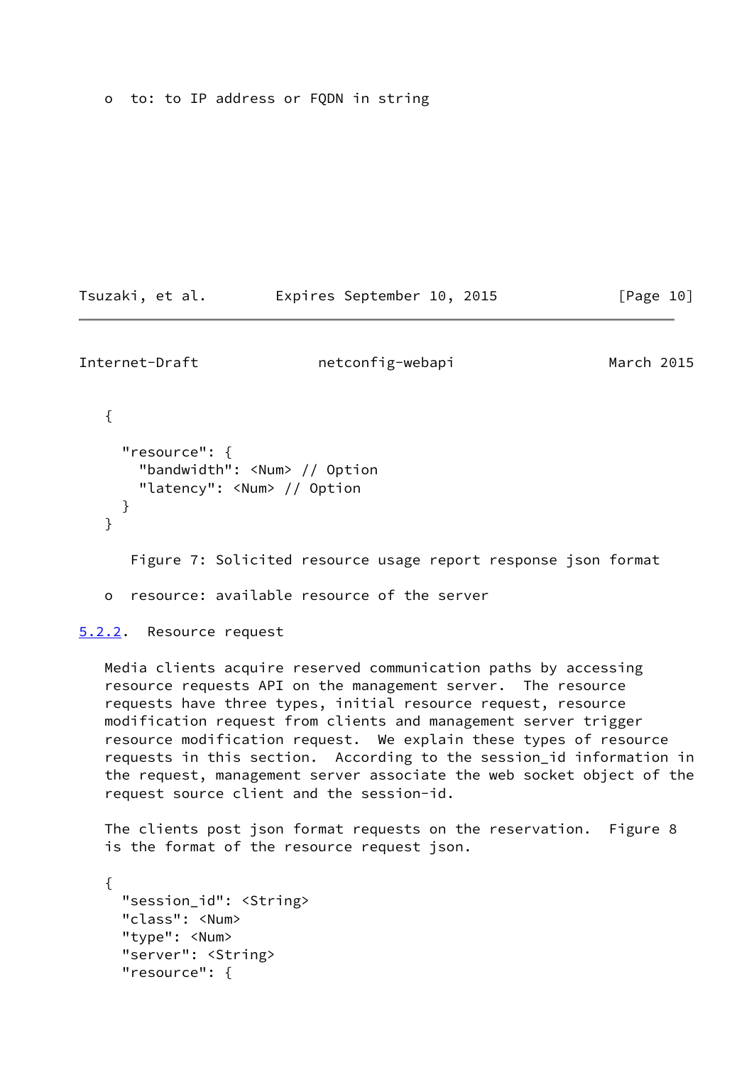o  to: to IP address or FQDN in string

```
{
  "resource": {
    "bandwidth": <Num> // Option
    "latency": <Num> // Option
  }
}
```

Figure 7: Solicited resource usage report response json format

o  resource: available resource of the server

### 5.2.2. Resource request

Media clients acquire reserved communication paths by accessing resource requests API on the management server. The resource requests have three types, initial resource request, resource modification request from clients and management server trigger resource modification request. We explain these types of resource requests in this section. According to the session_id information in the request, management server associate the web socket object of the request source client and the session-id.

The clients post json format requests on the reservation. Figure 8 is the format of the resource request json.

```
{
  "session_id": <String>
  "class": <Num>
  "type": <Num>
  "server": <String>
  "resource": {
```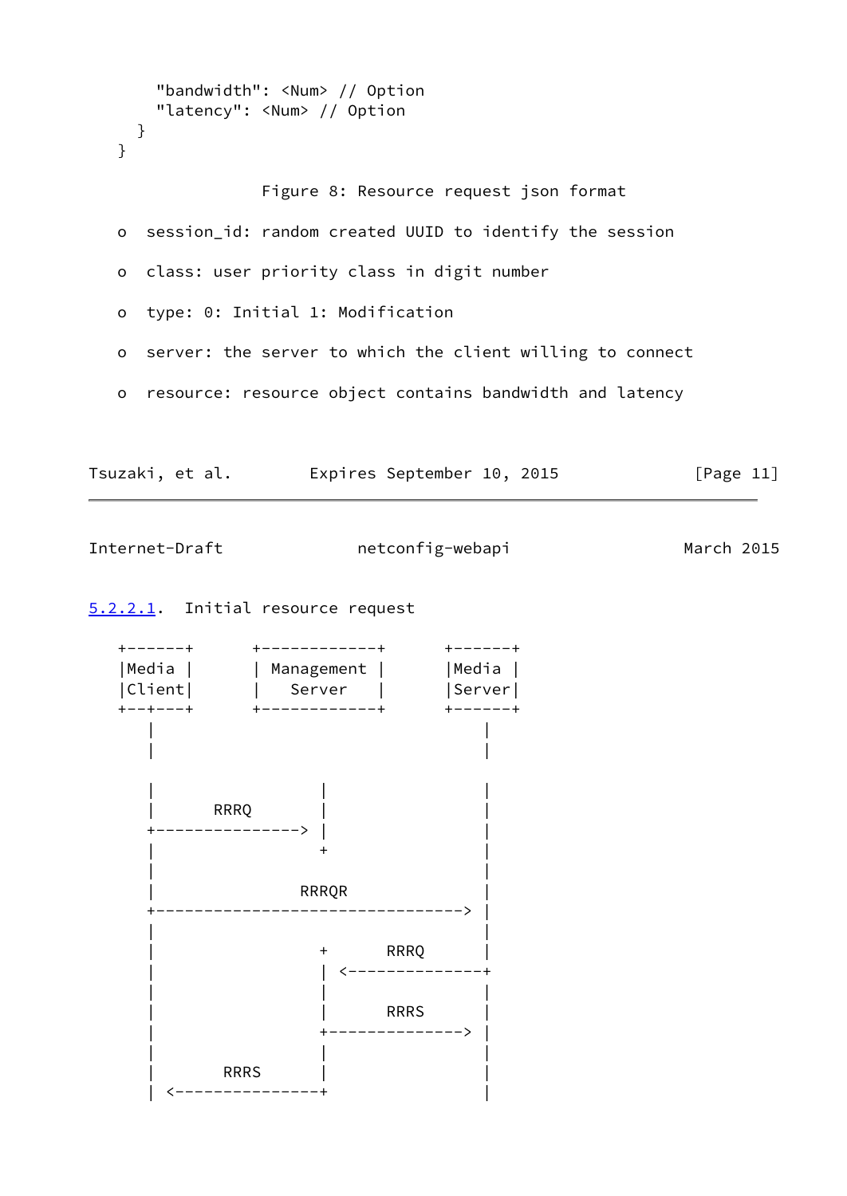```
      "bandwidth": <Num> // Option
      "latency": <Num> // Option
    }
  }
```

Figure 8: Resource request json format

- session_id: random created UUID to identify the session
- class: user priority class in digit number
- type: 0: Initial 1: Modification
- server: the server to which the client willing to connect
- resource: resource object contains bandwidth and latency

#### 5.2.2.1. Initial resource request

```
   +------+      +-------------+      +------+
   |Media |      | Management |      |Media |
   |Client|      |   Server    |      |Server|
   +--+---+      +-------------+      +------+
      |                                  |
      |                                  |

      |                  |               |
      |      RRRQ        |               |
      +---------------> |               |
      |                  +               |
      |                                  |
      |                RRRQR             |
      +--------------------------------> |
      |                                  |
      |                  +      RRRQ     |
      |                  | <-------------+
      |                  |               |
      |                  |      RRRS     |
      |                  +-------------> |
      |                  |               |
      |       RRRS       |               |
      | <----------------+               |
```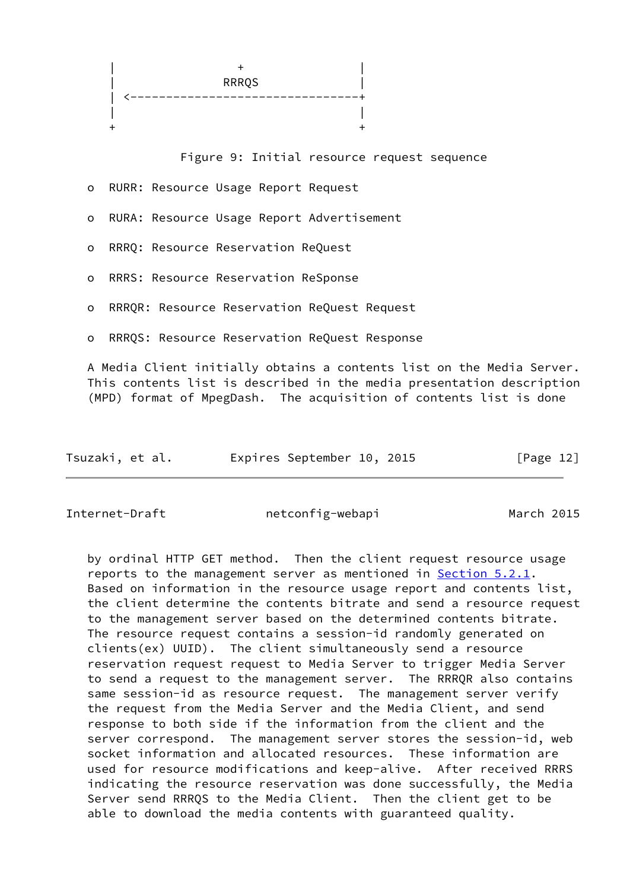```
   |                 +                 |
   |               RRRQS               |
   | <---------------------------------+
   |                                   |
   +                                   +
```

Figure 9: Initial resource request sequence

- RURR: Resource Usage Report Request
- RURA: Resource Usage Report Advertisement
- RRRQ: Resource Reservation ReQuest
- RRRS: Resource Reservation ReSponse
- RRRQR: Resource Reservation ReQuest Request
- RRRQS: Resource Reservation ReQuest Response

A Media Client initially obtains a contents list on the Media Server. This contents list is described in the media presentation description (MPD) format of MpegDash. The acquisition of contents list is done by ordinal HTTP GET method. Then the client request resource usage reports to the management server as mentioned in Section 5.2.1. Based on information in the resource usage report and contents list, the client determine the contents bitrate and send a resource request to the management server based on the determined contents bitrate. The resource request contains a session-id randomly generated on clients(ex) UUID). The client simultaneously send a resource reservation request request to Media Server to trigger Media Server to send a request to the management server. The RRRQR also contains same session-id as resource request. The management server verify the request from the Media Server and the Media Client, and send response to both side if the information from the client and the server correspond. The management server stores the session-id, web socket information and allocated resources. These information are used for resource modifications and keep-alive. After received RRRS indicating the resource reservation was done successfully, the Media Server send RRRQS to the Media Client. Then the client get to be able to download the media contents with guaranteed quality.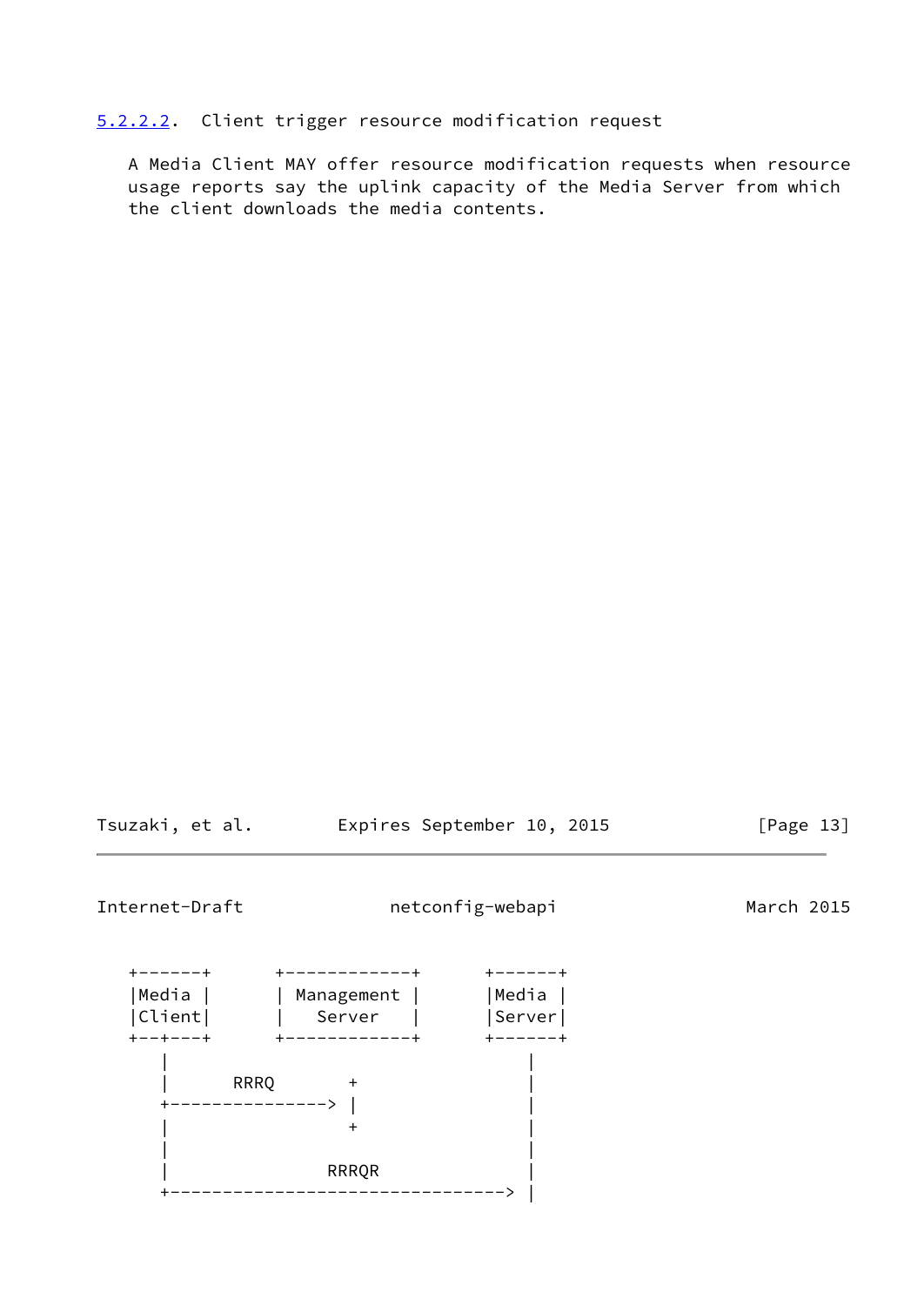#### 5.2.2.2. Client trigger resource modification request

A Media Client MAY offer resource modification requests when resource usage reports say the uplink capacity of the Media Server from which the client downloads the media contents.

```
+-------+      +------------+      +-------+
|Media  |      | Management |      |Media  |
|Client|      |   Server   |      |Server|
+--+---+      +------------+      +-------+
   |                                    |
   |      RRRQ       +                  |
   +---------------> |                  |
   |                 +                  |
   |                                    |
   |               RRRQR                |
   +--------------------------------->  |
```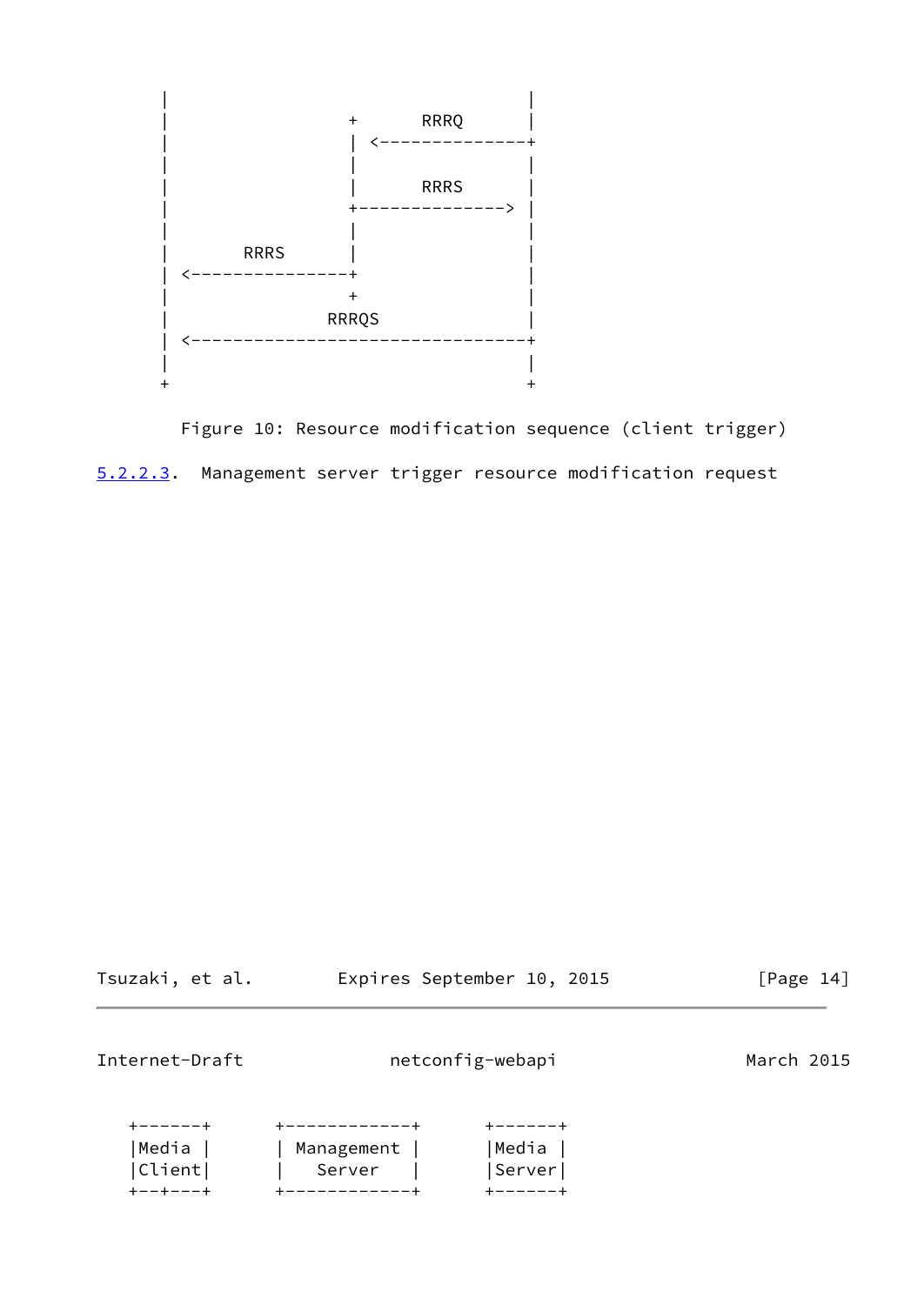```
    |                          |
    |             +    RRRQ    |
    |             | <----------+
    |             |            |
    |             |    RRRS    |
    |             +----------> |
    |             |            |
    |      RRRS   |            |
    | <-----------+            |
    |             +            |
    |           RRRQS          |
    | <------------------------+
    |                          |
    +                          +
```

Figure 10: Resource modification sequence (client trigger)

5.2.2.3. Management server trigger resource modification request

```
 +-------+      +------------+      +-------+
 |Media  |      | Management |      |Media  |
 |Client|       |   Server   |      |Server|
 +--+---+       +------------+      +-------+
```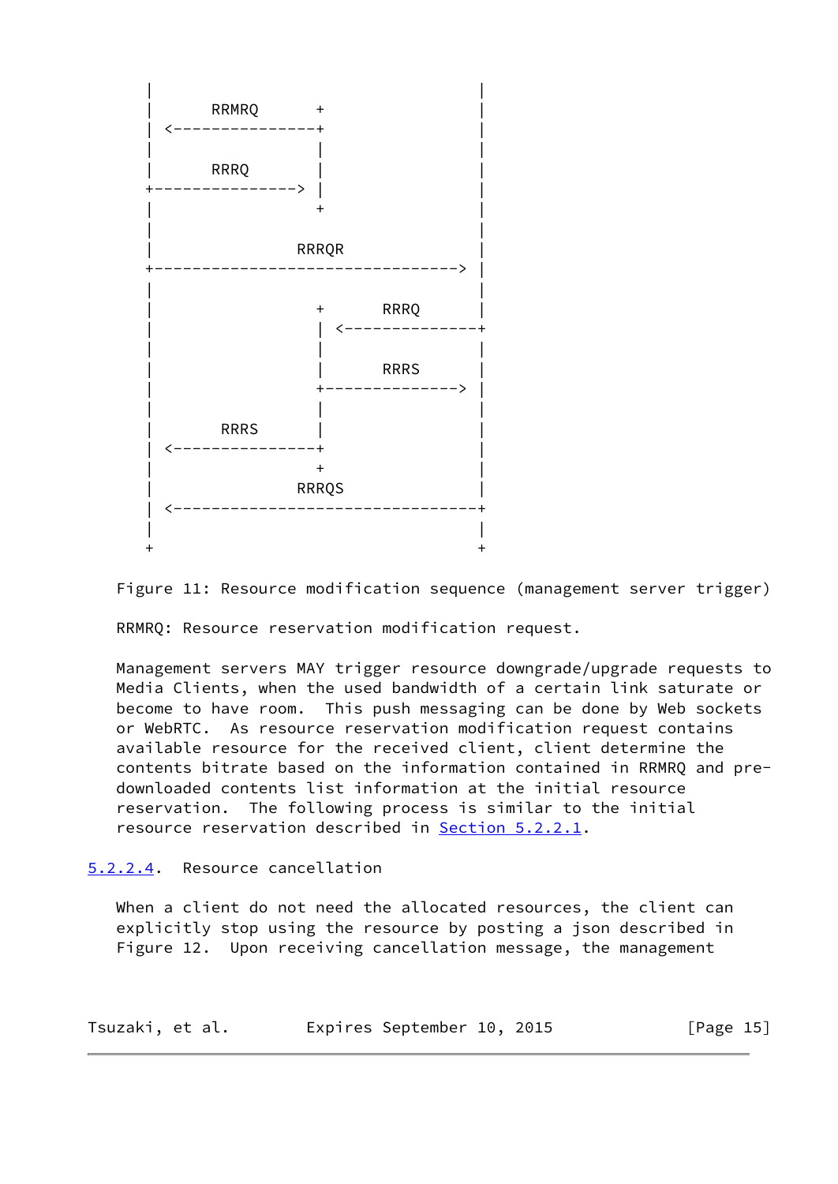```
     |                                  |
     |      RRMRQ      +                |
     | <---------------+                |
     |                 |                |
     |      RRRQ       |                |
     +---------------> |                |
     |                 +                |
     |                                  |
     |              RRRQR               |
     +--------------------------------> |
     |                                  |
     |                 +      RRRQ      |
     |                 | <--------------+
     |                 |                |
     |                 |      RRRS      |
     |                 +--------------> |
     |                 |                |
     |       RRRS      |                |
     | <---------------+                |
     |                 +                |
     |              RRRQS               |
     | <--------------------------------+
     |                                  |
     +                                  +
```

Figure 11: Resource modification sequence (management server trigger)

RRMRQ: Resource reservation modification request.

Management servers MAY trigger resource downgrade/upgrade requests to Media Clients, when the used bandwidth of a certain link saturate or become to have room. This push messaging can be done by Web sockets or WebRTC. As resource reservation modification request contains available resource for the received client, client determine the contents bitrate based on the information contained in RRMRQ and pre-downloaded contents list information at the initial resource reservation. The following process is similar to the initial resource reservation described in Section 5.2.2.1.

#### 5.2.2.4. Resource cancellation

When a client do not need the allocated resources, the client can explicitly stop using the resource by posting a json described in Figure 12. Upon receiving cancellation message, the management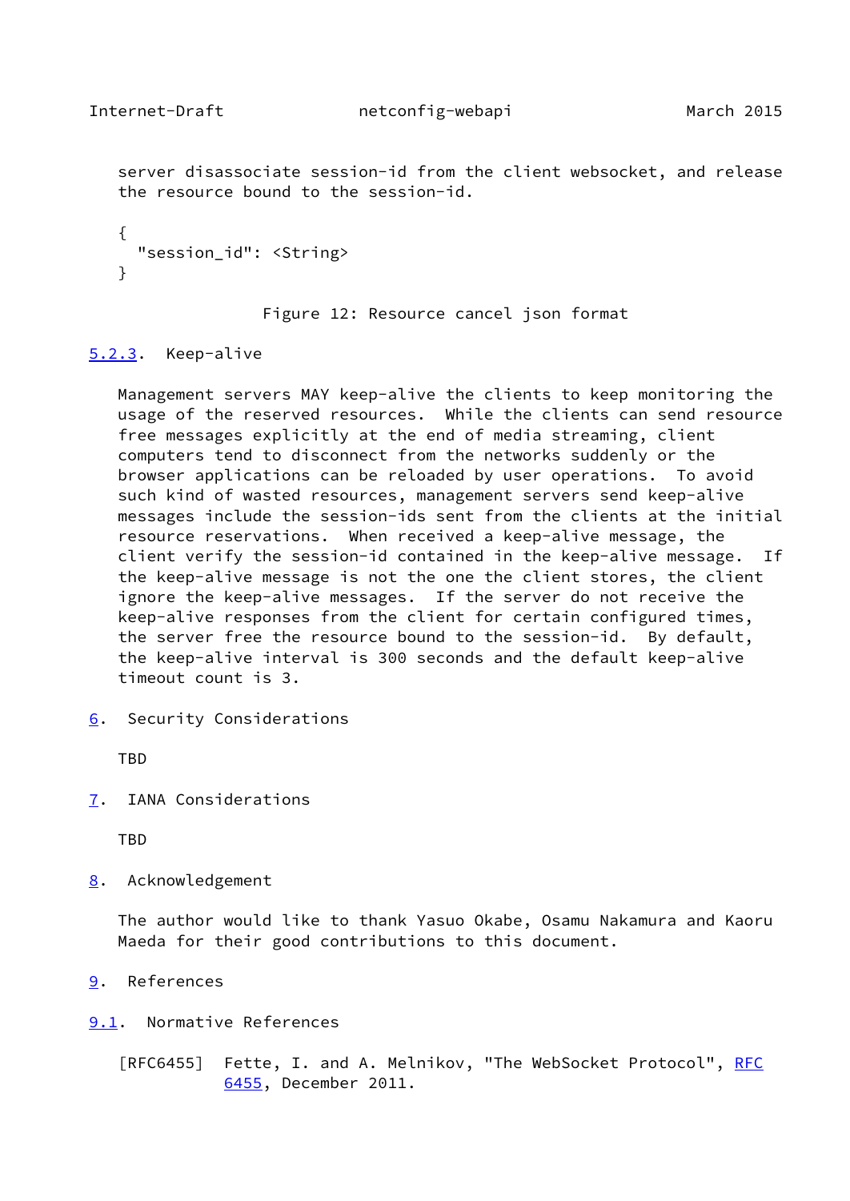server disassociate session-id from the client websocket, and release the resource bound to the session-id.

```
{
  "session_id": <String>
}
```

Figure 12: Resource cancel json format

### 5.2.3. Keep-alive

Management servers MAY keep-alive the clients to keep monitoring the usage of the reserved resources. While the clients can send resource free messages explicitly at the end of media streaming, client computers tend to disconnect from the networks suddenly or the browser applications can be reloaded by user operations. To avoid such kind of wasted resources, management servers send keep-alive messages include the session-ids sent from the clients at the initial resource reservations. When received a keep-alive message, the client verify the session-id contained in the keep-alive message. If the keep-alive message is not the one the client stores, the client ignore the keep-alive messages. If the server do not receive the keep-alive responses from the client for certain configured times, the server free the resource bound to the session-id. By default, the keep-alive interval is 300 seconds and the default keep-alive timeout count is 3.

## 6. Security Considerations

TBD

## 7. IANA Considerations

TBD

## 8. Acknowledgement

The author would like to thank Yasuo Okabe, Osamu Nakamura and Kaoru Maeda for their good contributions to this document.

## 9. References

### 9.1. Normative References

[RFC6455] Fette, I. and A. Melnikov, "The WebSocket Protocol", RFC 6455, December 2011.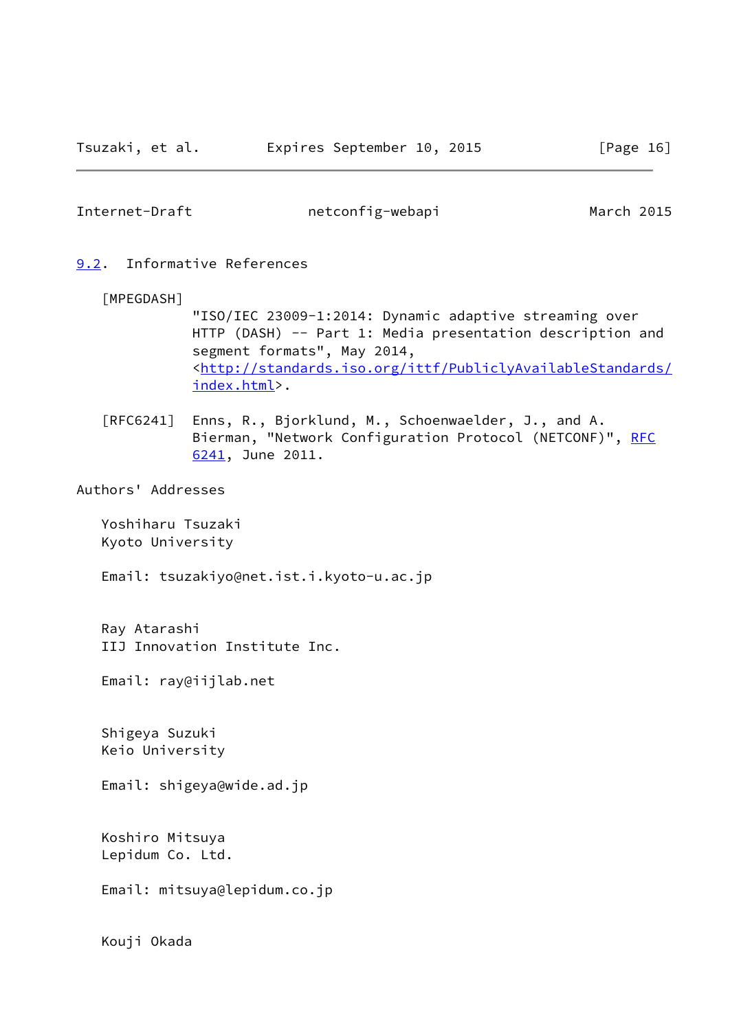## 9.2. Informative References

[MPEGDASH]
"ISO/IEC 23009-1:2014: Dynamic adaptive streaming over HTTP (DASH) -- Part 1: Media presentation description and segment formats", May 2014, <http://standards.iso.org/ittf/PubliclyAvailableStandards/index.html>.

[RFC6241] Enns, R., Bjorklund, M., Schoenwaelder, J., and A. Bierman, "Network Configuration Protocol (NETCONF)", RFC 6241, June 2011.

## Authors' Addresses

Yoshiharu Tsuzaki
Kyoto University

Email: tsuzakiyo@net.ist.i.kyoto-u.ac.jp

Ray Atarashi
IIJ Innovation Institute Inc.

Email: ray@iijlab.net

Shigeya Suzuki
Keio University

Email: shigeya@wide.ad.jp

Koshiro Mitsuya
Lepidum Co. Ltd.

Email: mitsuya@lepidum.co.jp

Kouji Okada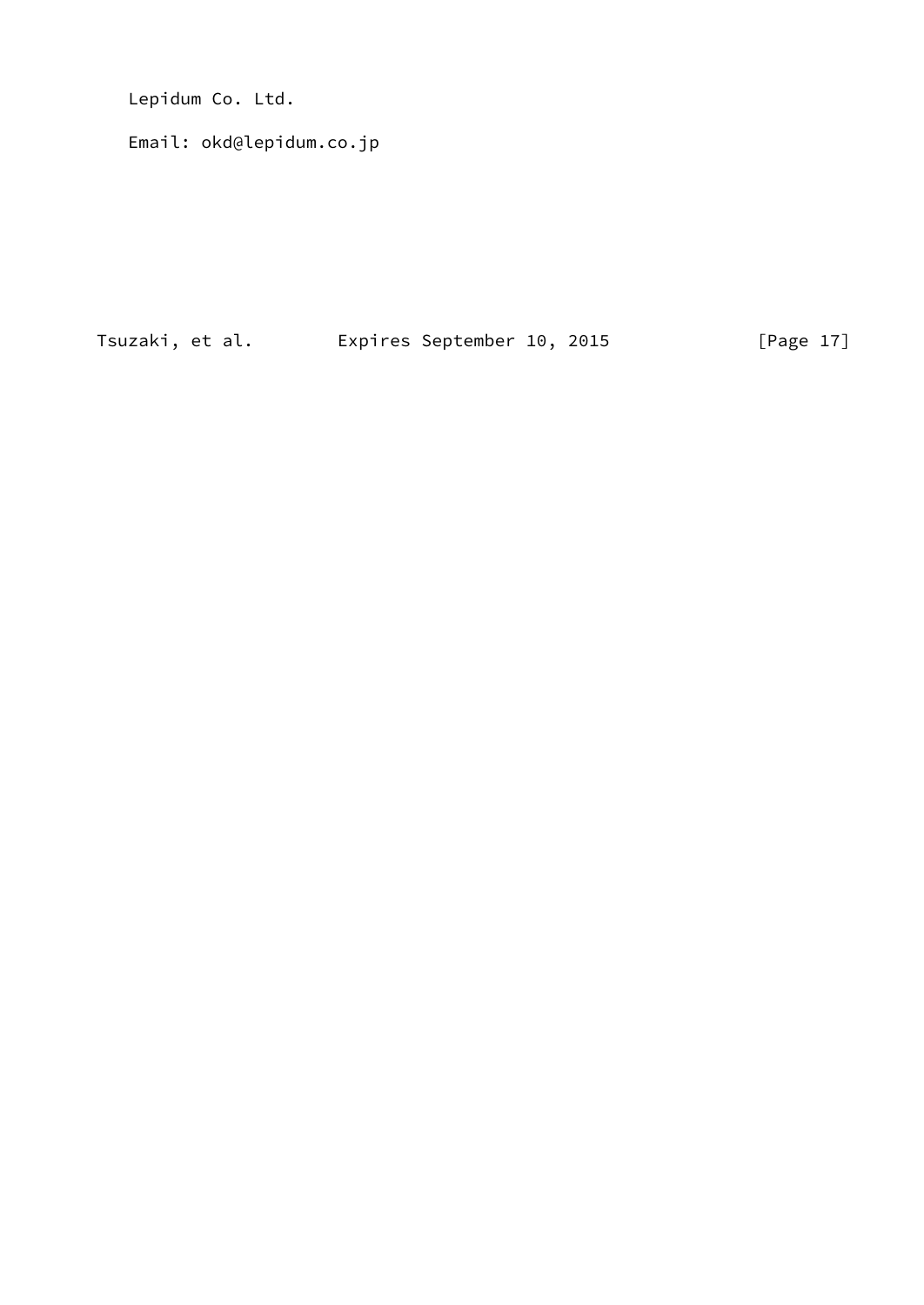Lepidum Co. Ltd.

Email: okd@lepidum.co.jp